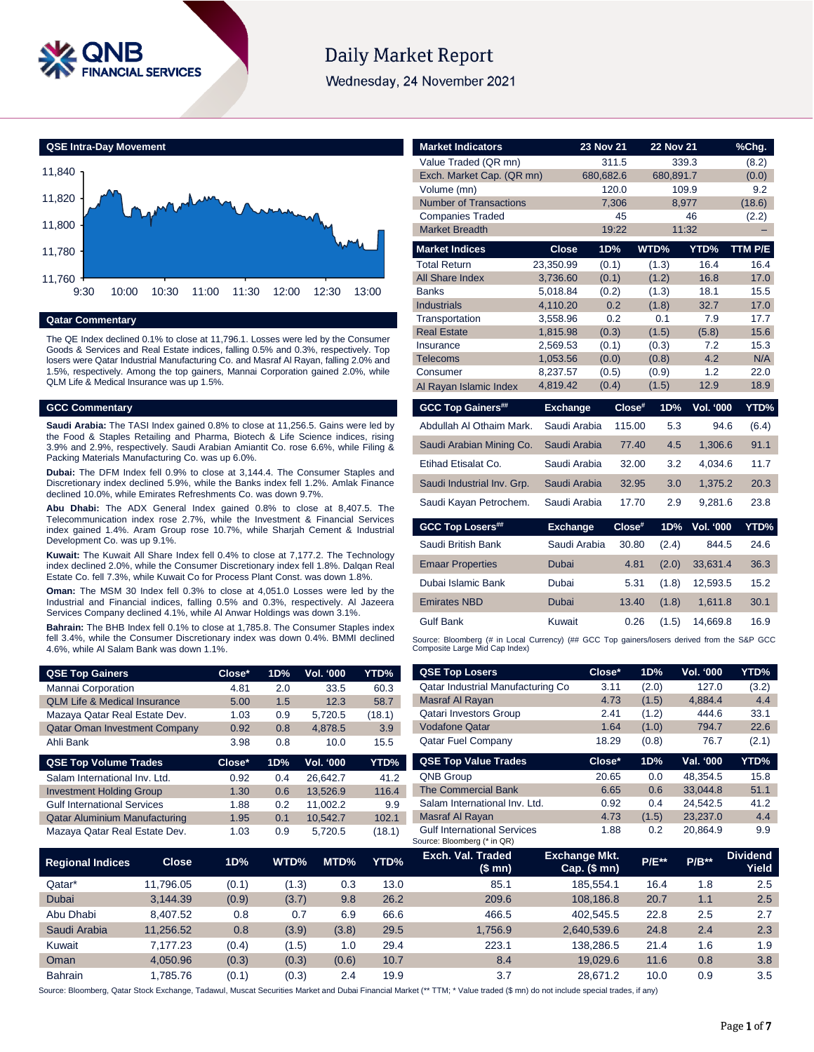# Daily Market Report

Wednesday, 24 November 2021

## QSE Intra-Day Movement

## Qatar Commentary

The QE Index declined 0.1% to close at 11,796.1. Losses were led by the Consumer Goods & Services and Real Estate indices, falling 0.5% and 0.3%, respectively. Top losers were Qatar Industrial Manufacturing Co. and Masraf Al Rayan, falling 2.0% and 1.5%, respectively. Among the top gainers, Mannai Corporation gained 2.0%, while QLM Life & Medical Insurance was up 1.5%.

## GCC Commentary

**Saudi Arabia:** The TASI Index gained 0.8% to close at 11,256.5. Gains were led by the Food & Staples Retailing and Pharma, Biotech & Life Science indices, rising 3.9% and 2.9%, respectively. Saudi Arabian Amiantit Co. rose 6.6%, while Filing & Packing Materials Manufacturing Co. was up 6.0%.

**Dubai:** The DFM Index fell 0.9% to close at 3,144.4. The Consumer Staples and Discretionary index declined 5.9%, while the Banks index fell 1.2%. Amlak Finance declined 10.0%, while Emirates Refreshments Co. was down 9.7%.

**Abu Dhabi:** The ADX General Index gained 0.8% to close at 8,407.5. The Telecommunication index rose 2.7%, while the Investment & Financial Services index gained 1.4%. Aram Group rose 10.7%, while Sharjah Cement & Industrial Development Co. was up 9.1%.

**Kuwait:** The Kuwait All Share Index fell 0.4% to close at 7,177.2. The Technology index declined 2.0%, while the Consumer Discretionary index fell 1.8%. Dalqan Real Estate Co. fell 7.3%, while Kuwait Co for Process Plant Const. was down 1.8%.

**Oman:** The MSM 30 Index fell 0.3% to close at 4,051.0 Losses were led by the Industrial and Financial indices, falling 0.5% and 0.3%, respectively. Al Jazeera Services Company declined 4.1%, while Al Anwar Holdings was down 3.1%.

**Bahrain:** The BHB Index fell 0.1% to close at 1,785.8. The Consumer Staples index fell 3.4%, while the Consumer Discretionary index was down 0.4%. BMMI declined 4.6%, while Al Salam Bank was down 1.1%.

| Market Indicators | 23 Nov 21 | 22 Nov 21 | %Chg. |
|---|---|---|---|
| Value Traded (QR mn) | 311.5 | 339.3 | (8.2) |
| Exch. Market Cap. (QR mn) | 680,682.6 | 680,891.7 | (0.0) |
| Volume (mn) | 120.0 | 109.9 | 9.2 |
| Number of Transactions | 7,306 | 8,977 | (18.6) |
| Companies Traded | 45 | 46 | (2.2) |
| Market Breadth | 19:22 | 11:32 | – |

| Market Indices | Close | 1D% | WTD% | YTD% | TTM P/E |
|---|---|---|---|---|---|
| Total Return | 23,350.99 | (0.1) | (1.3) | 16.4 | 16.4 |
| All Share Index | 3,736.60 | (0.1) | (1.2) | 16.8 | 17.0 |
| Banks | 5,018.84 | (0.2) | (1.3) | 18.1 | 15.5 |
| Industrials | 4,110.20 | 0.2 | (1.8) | 32.7 | 17.0 |
| Transportation | 3,558.96 | 0.2 | 0.1 | 7.9 | 17.7 |
| Real Estate | 1,815.98 | (0.3) | (1.5) | (5.8) | 15.6 |
| Insurance | 2,569.53 | (0.1) | (0.3) | 7.2 | 15.3 |
| Telecoms | 1,053.56 | (0.0) | (0.8) | 4.2 | N/A |
| Consumer | 8,237.57 | (0.5) | (0.9) | 1.2 | 22.0 |
| Al Rayan Islamic Index | 4,819.42 | (0.4) | (1.5) | 12.9 | 18.9 |

| GCC Top Gainers## | Exchange | Close# | 1D% | Vol. '000 | YTD% |
|---|---|---|---|---|---|
| Abdullah Al Othaim Mark. | Saudi Arabia | 115.00 | 5.3 | 94.6 | (6.4) |
| Saudi Arabian Mining Co. | Saudi Arabia | 77.40 | 4.5 | 1,306.6 | 91.1 |
| Etihad Etisalat Co. | Saudi Arabia | 32.00 | 3.2 | 4,034.6 | 11.7 |
| Saudi Industrial Inv. Grp. | Saudi Arabia | 32.95 | 3.0 | 1,375.2 | 20.3 |
| Saudi Kayan Petrochem. | Saudi Arabia | 17.70 | 2.9 | 9,281.6 | 23.8 |

| GCC Top Losers## | Exchange | Close# | 1D% | Vol. '000 | YTD% |
|---|---|---|---|---|---|
| Saudi British Bank | Saudi Arabia | 30.80 | (2.4) | 844.5 | 24.6 |
| Emaar Properties | Dubai | 4.81 | (2.0) | 33,631.4 | 36.3 |
| Dubai Islamic Bank | Dubai | 5.31 | (1.8) | 12,593.5 | 15.2 |
| Emirates NBD | Dubai | 13.40 | (1.8) | 1,611.8 | 30.1 |
| Gulf Bank | Kuwait | 0.26 | (1.5) | 14,669.8 | 16.9 |

Source: Bloomberg (# in Local Currency) (## GCC Top gainers/losers derived from the S&P GCC Composite Large Mid Cap Index)

| QSE Top Gainers | Close* | 1D% | Vol. '000 | YTD% |
|---|---|---|---|---|
| Mannai Corporation | 4.81 | 2.0 | 33.5 | 60.3 |
| QLM Life & Medical Insurance | 5.00 | 1.5 | 12.3 | 58.7 |
| Mazaya Qatar Real Estate Dev. | 1.03 | 0.9 | 5,720.5 | (18.1) |
| Qatar Oman Investment Company | 0.92 | 0.8 | 4,878.5 | 3.9 |
| Ahli Bank | 3.98 | 0.8 | 10.0 | 15.5 |

| QSE Top Volume Trades | Close* | 1D% | Vol. '000 | YTD% |
|---|---|---|---|---|
| Salam International Inv. Ltd. | 0.92 | 0.4 | 26,642.7 | 41.2 |
| Investment Holding Group | 1.30 | 0.6 | 13,526.9 | 116.4 |
| Gulf International Services | 1.88 | 0.2 | 11,002.2 | 9.9 |
| Qatar Aluminium Manufacturing | 1.95 | 0.1 | 10,542.7 | 102.1 |
| Mazaya Qatar Real Estate Dev. | 1.03 | 0.9 | 5,720.5 | (18.1) |

| QSE Top Losers | Close* | 1D% | Vol. '000 | YTD% |
|---|---|---|---|---|
| Qatar Industrial Manufacturing Co | 3.11 | (2.0) | 127.0 | (3.2) |
| Masraf Al Rayan | 4.73 | (1.5) | 4,884.4 | 4.4 |
| Qatari Investors Group | 2.41 | (1.2) | 444.6 | 33.1 |
| Vodafone Qatar | 1.64 | (1.0) | 794.7 | 22.6 |
| Qatar Fuel Company | 18.29 | (0.8) | 76.7 | (2.1) |

| QSE Top Value Trades | Close* | 1D% | Val. '000 | YTD% |
|---|---|---|---|---|
| QNB Group | 20.65 | 0.0 | 48,354.5 | 15.8 |
| The Commercial Bank | 6.65 | 0.6 | 33,044.8 | 51.1 |
| Salam International Inv. Ltd. | 0.92 | 0.4 | 24,542.5 | 41.2 |
| Masraf Al Rayan | 4.73 | (1.5) | 23,237.0 | 4.4 |
| Gulf International Services | 1.88 | 0.2 | 20,864.9 | 9.9 |

Source: Bloomberg (* in QR)

| Regional Indices | Close | 1D% | WTD% | MTD% | YTD% | Exch. Val. Traded ($ mn) | Exchange Mkt. Cap. ($ mn) | P/E** | P/B** | Dividend Yield |
|---|---|---|---|---|---|---|---|---|---|---|
| Qatar* | 11,796.05 | (0.1) | (1.3) | 0.3 | 13.0 | 85.1 | 185,554.1 | 16.4 | 1.8 | 2.5 |
| Dubai | 3,144.39 | (0.9) | (3.7) | 9.8 | 26.2 | 209.6 | 108,186.8 | 20.7 | 1.1 | 2.5 |
| Abu Dhabi | 8,407.52 | 0.8 | 0.7 | 6.9 | 66.6 | 466.5 | 402,545.5 | 22.8 | 2.5 | 2.7 |
| Saudi Arabia | 11,256.52 | 0.8 | (3.9) | (3.8) | 29.5 | 1,756.9 | 2,640,539.6 | 24.8 | 2.4 | 2.3 |
| Kuwait | 7,177.23 | (0.4) | (1.5) | 1.0 | 29.4 | 223.1 | 138,286.5 | 21.4 | 1.6 | 1.9 |
| Oman | 4,050.96 | (0.3) | (0.3) | (0.6) | 10.7 | 8.4 | 19,029.6 | 11.6 | 0.8 | 3.8 |
| Bahrain | 1,785.76 | (0.1) | (0.3) | 2.4 | 19.9 | 3.7 | 28,671.2 | 10.0 | 0.9 | 3.5 |

Source: Bloomberg, Qatar Stock Exchange, Tadawul, Muscat Securities Market and Dubai Financial Market (** TTM; * Value traded ($ mn) do not include special trades, if any)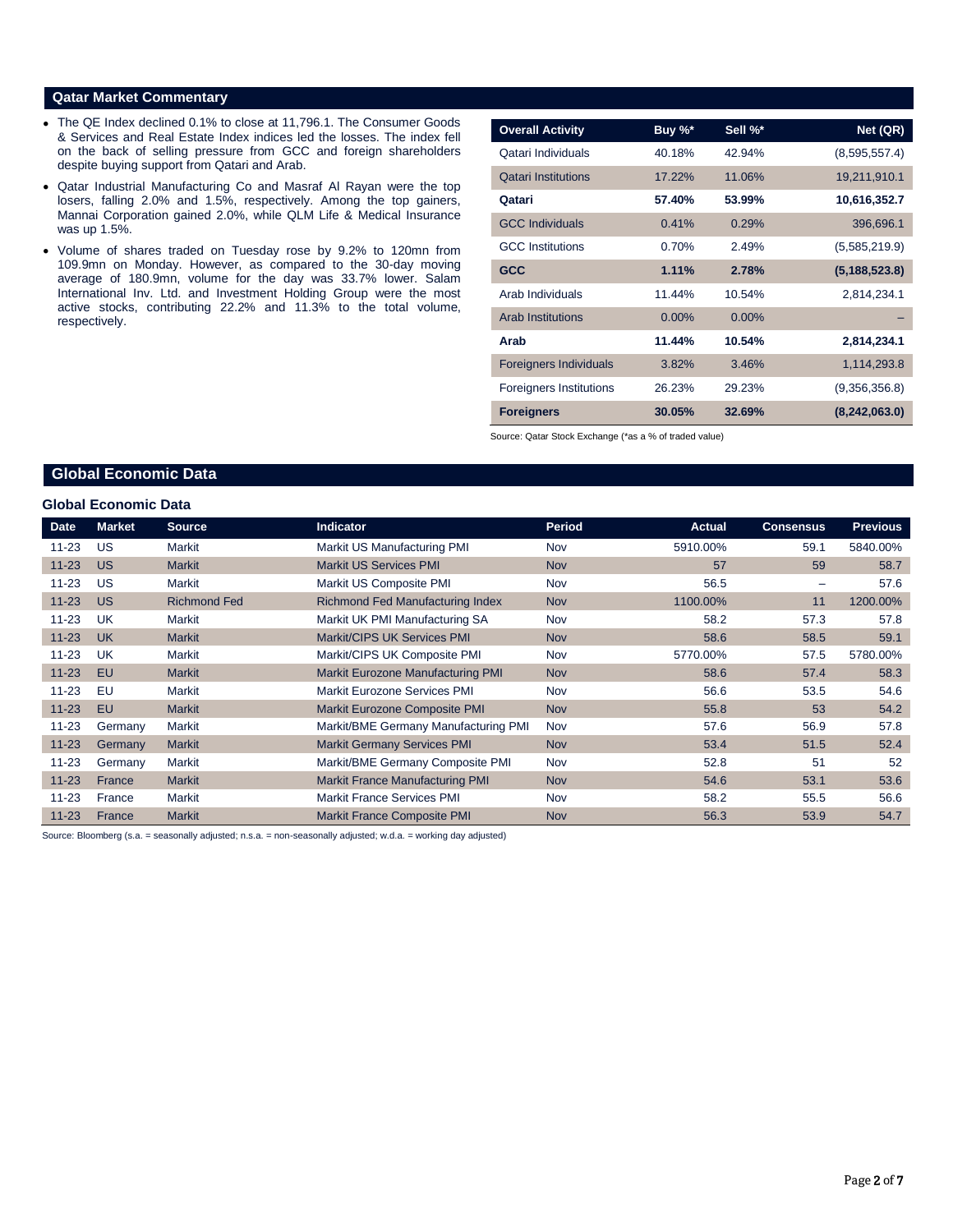## Qatar Market Commentary

- The QE Index declined 0.1% to close at 11,796.1. The Consumer Goods & Services and Real Estate Index indices led the losses. The index fell on the back of selling pressure from GCC and foreign shareholders despite buying support from Qatari and Arab.
- Qatar Industrial Manufacturing Co and Masraf Al Rayan were the top losers, falling 2.0% and 1.5%, respectively. Among the top gainers, Mannai Corporation gained 2.0%, while QLM Life & Medical Insurance was up 1.5%.
- Volume of shares traded on Tuesday rose by 9.2% to 120mn from 109.9mn on Monday. However, as compared to the 30-day moving average of 180.9mn, volume for the day was 33.7% lower. Salam International Inv. Ltd. and Investment Holding Group were the most active stocks, contributing 22.2% and 11.3% to the total volume, respectively.

| Overall Activity | Buy %* | Sell %* | Net (QR) |
|---|---|---|---|
| Qatari Individuals | 40.18% | 42.94% | (8,595,557.4) |
| Qatari Institutions | 17.22% | 11.06% | 19,211,910.1 |
| **Qatari** | **57.40%** | **53.99%** | **10,616,352.7** |
| GCC Individuals | 0.41% | 0.29% | 396,696.1 |
| GCC Institutions | 0.70% | 2.49% | (5,585,219.9) |
| **GCC** | **1.11%** | **2.78%** | **(5,188,523.8)** |
| Arab Individuals | 11.44% | 10.54% | 2,814,234.1 |
| Arab Institutions | 0.00% | 0.00% | – |
| **Arab** | **11.44%** | **10.54%** | **2,814,234.1** |
| Foreigners Individuals | 3.82% | 3.46% | 1,114,293.8 |
| Foreigners Institutions | 26.23% | 29.23% | (9,356,356.8) |
| **Foreigners** | **30.05%** | **32.69%** | **(8,242,063.0)** |

Source: Qatar Stock Exchange (*as a % of traded value)

## Global Economic Data

### Global Economic Data

| Date | Market | Source | Indicator | Period | Actual | Consensus | Previous |
|---|---|---|---|---|---|---|---|
| 11-23 | US | Markit | Markit US Manufacturing PMI | Nov | 5910.00% | 59.1 | 5840.00% |
| 11-23 | US | Markit | Markit US Services PMI | Nov | 57 | 59 | 58.7 |
| 11-23 | US | Markit | Markit US Composite PMI | Nov | 56.5 | – | 57.6 |
| 11-23 | US | Richmond Fed | Richmond Fed Manufacturing Index | Nov | 1100.00% | 11 | 1200.00% |
| 11-23 | UK | Markit | Markit UK PMI Manufacturing SA | Nov | 58.2 | 57.3 | 57.8 |
| 11-23 | UK | Markit | Markit/CIPS UK Services PMI | Nov | 58.6 | 58.5 | 59.1 |
| 11-23 | UK | Markit | Markit/CIPS UK Composite PMI | Nov | 5770.00% | 57.5 | 5780.00% |
| 11-23 | EU | Markit | Markit Eurozone Manufacturing PMI | Nov | 58.6 | 57.4 | 58.3 |
| 11-23 | EU | Markit | Markit Eurozone Services PMI | Nov | 56.6 | 53.5 | 54.6 |
| 11-23 | EU | Markit | Markit Eurozone Composite PMI | Nov | 55.8 | 53 | 54.2 |
| 11-23 | Germany | Markit | Markit/BME Germany Manufacturing PMI | Nov | 57.6 | 56.9 | 57.8 |
| 11-23 | Germany | Markit | Markit Germany Services PMI | Nov | 53.4 | 51.5 | 52.4 |
| 11-23 | Germany | Markit | Markit/BME Germany Composite PMI | Nov | 52.8 | 51 | 52 |
| 11-23 | France | Markit | Markit France Manufacturing PMI | Nov | 54.6 | 53.1 | 53.6 |
| 11-23 | France | Markit | Markit France Services PMI | Nov | 58.2 | 55.5 | 56.6 |
| 11-23 | France | Markit | Markit France Composite PMI | Nov | 56.3 | 53.9 | 54.7 |

Source: Bloomberg (s.a. = seasonally adjusted; n.s.a. = non-seasonally adjusted; w.d.a. = working day adjusted)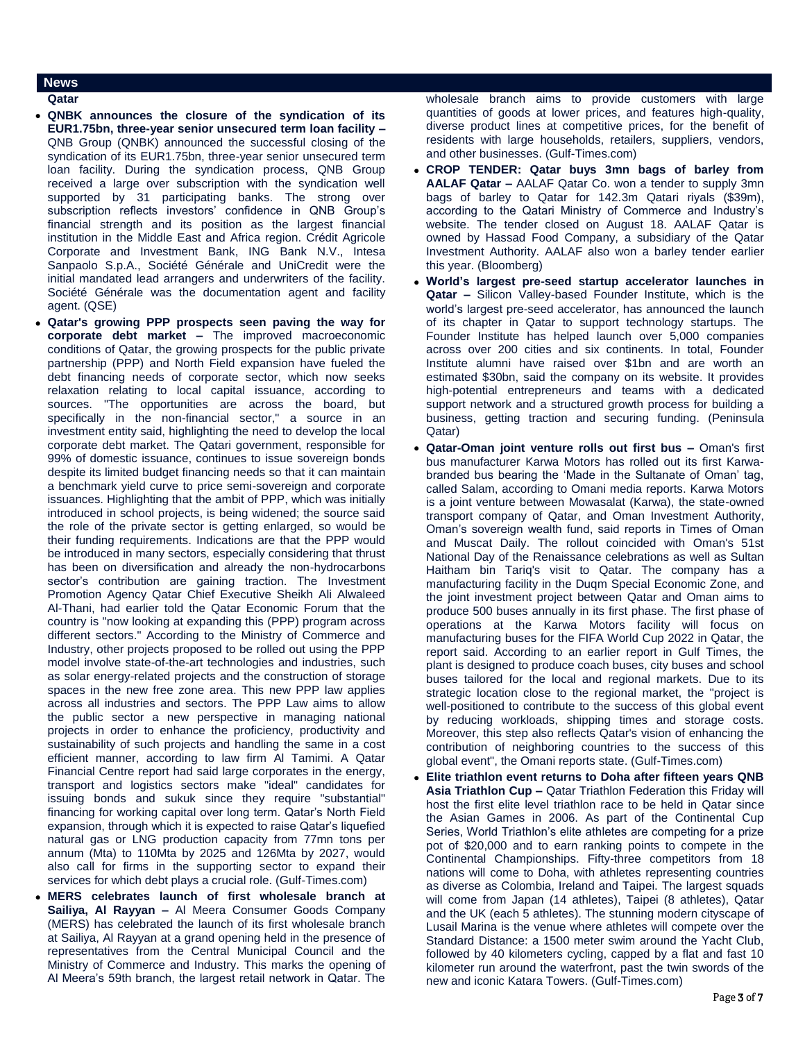## News

### Qatar

- **QNBK announces the closure of the syndication of its EUR1.75bn, three-year senior unsecured term loan facility –** QNB Group (QNBK) announced the successful closing of the syndication of its EUR1.75bn, three-year senior unsecured term loan facility. During the syndication process, QNB Group received a large over subscription with the syndication well supported by 31 participating banks. The strong over subscription reflects investors' confidence in QNB Group's financial strength and its position as the largest financial institution in the Middle East and Africa region. Crédit Agricole Corporate and Investment Bank, ING Bank N.V., Intesa Sanpaolo S.p.A., Société Générale and UniCredit were the initial mandated lead arrangers and underwriters of the facility. Société Générale was the documentation agent and facility agent. (QSE)
- **Qatar's growing PPP prospects seen paving the way for corporate debt market –** The improved macroeconomic conditions of Qatar, the growing prospects for the public private partnership (PPP) and North Field expansion have fueled the debt financing needs of corporate sector, which now seeks relaxation relating to local capital issuance, according to sources. "The opportunities are across the board, but specifically in the non-financial sector," a source in an investment entity said, highlighting the need to develop the local corporate debt market. The Qatari government, responsible for 99% of domestic issuance, continues to issue sovereign bonds despite its limited budget financing needs so that it can maintain a benchmark yield curve to price semi-sovereign and corporate issuances. Highlighting that the ambit of PPP, which was initially introduced in school projects, is being widened; the source said the role of the private sector is getting enlarged, so would be their funding requirements. Indications are that the PPP would be introduced in many sectors, especially considering that thrust has been on diversification and already the non-hydrocarbons sector's contribution are gaining traction. The Investment Promotion Agency Qatar Chief Executive Sheikh Ali Alwaleed Al-Thani, had earlier told the Qatar Economic Forum that the country is "now looking at expanding this (PPP) program across different sectors." According to the Ministry of Commerce and Industry, other projects proposed to be rolled out using the PPP model involve state-of-the-art technologies and industries, such as solar energy-related projects and the construction of storage spaces in the new free zone area. This new PPP law applies across all industries and sectors. The PPP Law aims to allow the public sector a new perspective in managing national projects in order to enhance the proficiency, productivity and sustainability of such projects and handling the same in a cost efficient manner, according to law firm Al Tamimi. A Qatar Financial Centre report had said large corporates in the energy, transport and logistics sectors make "ideal" candidates for issuing bonds and sukuk since they require "substantial" financing for working capital over long term. Qatar's North Field expansion, through which it is expected to raise Qatar's liquefied natural gas or LNG production capacity from 77mn tons per annum (Mta) to 110Mta by 2025 and 126Mta by 2027, would also call for firms in the supporting sector to expand their services for which debt plays a crucial role. (Gulf-Times.com)
- **MERS celebrates launch of first wholesale branch at Sailiya, Al Rayyan –** Al Meera Consumer Goods Company (MERS) has celebrated the launch of its first wholesale branch at Sailiya, Al Rayyan at a grand opening held in the presence of representatives from the Central Municipal Council and the Ministry of Commerce and Industry. This marks the opening of Al Meera's 59th branch, the largest retail network in Qatar. The wholesale branch aims to provide customers with large quantities of goods at lower prices, and features high-quality, diverse product lines at competitive prices, for the benefit of residents with large households, retailers, suppliers, vendors, and other businesses. (Gulf-Times.com)
- **CROP TENDER: Qatar buys 3mn bags of barley from AALAF Qatar –** AALAF Qatar Co. won a tender to supply 3mn bags of barley to Qatar for 142.3m Qatari riyals ($39m), according to the Qatari Ministry of Commerce and Industry's website. The tender closed on August 18. AALAF Qatar is owned by Hassad Food Company, a subsidiary of the Qatar Investment Authority. AALAF also won a barley tender earlier this year. (Bloomberg)
- **World's largest pre-seed startup accelerator launches in Qatar –** Silicon Valley-based Founder Institute, which is the world's largest pre-seed accelerator, has announced the launch of its chapter in Qatar to support technology startups. The Founder Institute has helped launch over 5,000 companies across over 200 cities and six continents. In total, Founder Institute alumni have raised over $1bn and are worth an estimated $30bn, said the company on its website. It provides high-potential entrepreneurs and teams with a dedicated support network and a structured growth process for building a business, getting traction and securing funding. (Peninsula Qatar)
- **Qatar-Oman joint venture rolls out first bus –** Oman's first bus manufacturer Karwa Motors has rolled out its first Karwa-branded bus bearing the 'Made in the Sultanate of Oman' tag, called Salam, according to Omani media reports. Karwa Motors is a joint venture between Mowasalat (Karwa), the state-owned transport company of Qatar, and Oman Investment Authority, Oman's sovereign wealth fund, said reports in Times of Oman and Muscat Daily. The rollout coincided with Oman's 51st National Day of the Renaissance celebrations as well as Sultan Haitham bin Tariq's visit to Qatar. The company has a manufacturing facility in the Duqm Special Economic Zone, and the joint investment project between Qatar and Oman aims to produce 500 buses annually in its first phase. The first phase of operations at the Karwa Motors facility will focus on manufacturing buses for the FIFA World Cup 2022 in Qatar, the report said. According to an earlier report in Gulf Times, the plant is designed to produce coach buses, city buses and school buses tailored for the local and regional markets. Due to its strategic location close to the regional market, the "project is well-positioned to contribute to the success of this global event by reducing workloads, shipping times and storage costs. Moreover, this step also reflects Qatar's vision of enhancing the contribution of neighboring countries to the success of this global event", the Omani reports state. (Gulf-Times.com)
- **Elite triathlon event returns to Doha after fifteen years QNB Asia Triathlon Cup –** Qatar Triathlon Federation this Friday will host the first elite level triathlon race to be held in Qatar since the Asian Games in 2006. As part of the Continental Cup Series, World Triathlon's elite athletes are competing for a prize pot of $20,000 and to earn ranking points to compete in the Continental Championships. Fifty-three competitors from 18 nations will come to Doha, with athletes representing countries as diverse as Colombia, Ireland and Taipei. The largest squads will come from Japan (14 athletes), Taipei (8 athletes), Qatar and the UK (each 5 athletes). The stunning modern cityscape of Lusail Marina is the venue where athletes will compete over the Standard Distance: a 1500 meter swim around the Yacht Club, followed by 40 kilometers cycling, capped by a flat and fast 10 kilometer run around the waterfront, past the twin swords of the new and iconic Katara Towers. (Gulf-Times.com)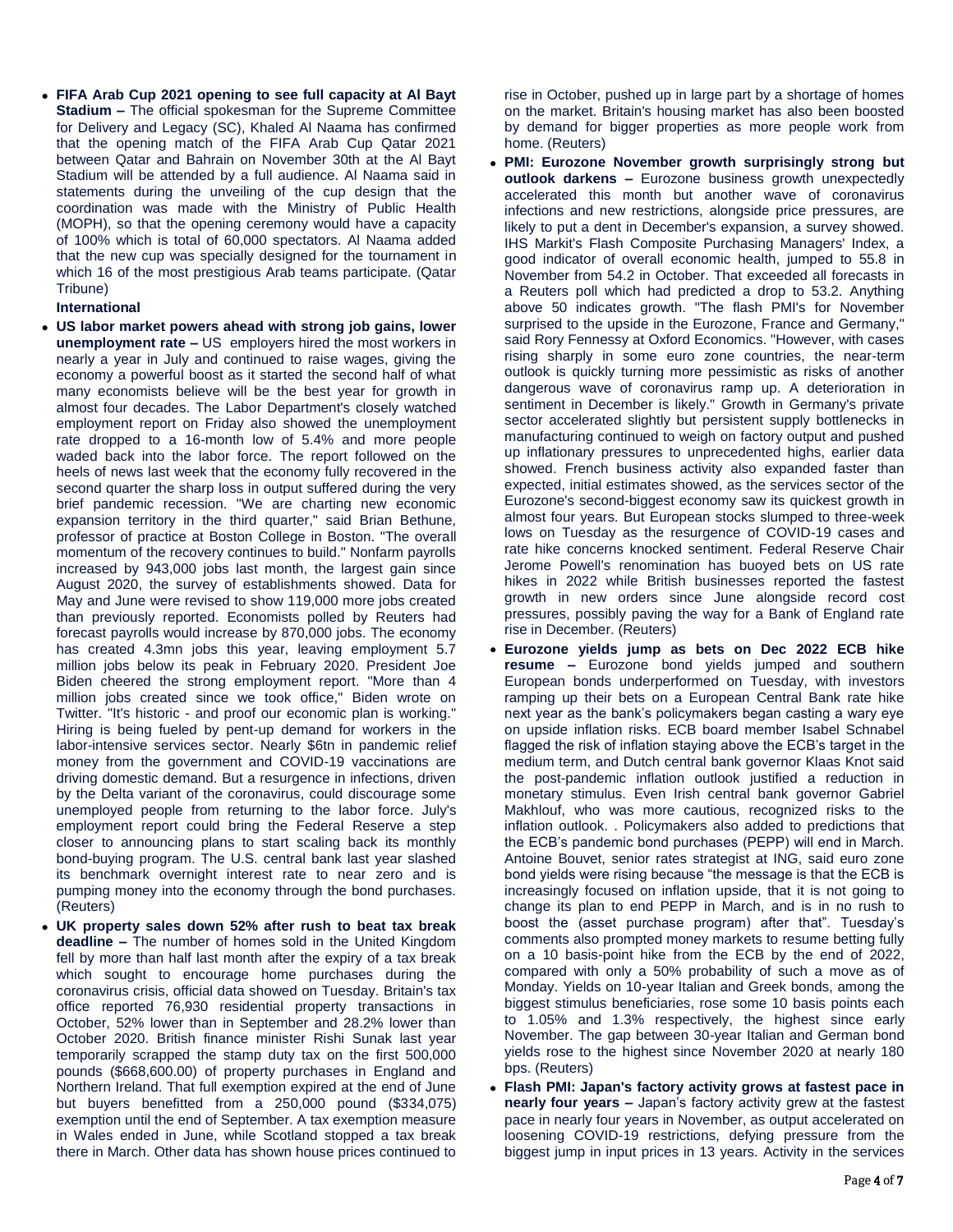- **FIFA Arab Cup 2021 opening to see full capacity at Al Bayt Stadium –** The official spokesman for the Supreme Committee for Delivery and Legacy (SC), Khaled Al Naama has confirmed that the opening match of the FIFA Arab Cup Qatar 2021 between Qatar and Bahrain on November 30th at the Al Bayt Stadium will be attended by a full audience. Al Naama said in statements during the unveiling of the cup design that the coordination was made with the Ministry of Public Health (MOPH), so that the opening ceremony would have a capacity of 100% which is total of 60,000 spectators. Al Naama added that the new cup was specially designed for the tournament in which 16 of the most prestigious Arab teams participate. (Qatar Tribune)

**International**

- **US labor market powers ahead with strong job gains, lower unemployment rate –** US employers hired the most workers in nearly a year in July and continued to raise wages, giving the economy a powerful boost as it started the second half of what many economists believe will be the best year for growth in almost four decades. The Labor Department's closely watched employment report on Friday also showed the unemployment rate dropped to a 16-month low of 5.4% and more people waded back into the labor force. The report followed on the heels of news last week that the economy fully recovered in the second quarter the sharp loss in output suffered during the very brief pandemic recession. "We are charting new economic expansion territory in the third quarter," said Brian Bethune, professor of practice at Boston College in Boston. "The overall momentum of the recovery continues to build." Nonfarm payrolls increased by 943,000 jobs last month, the largest gain since August 2020, the survey of establishments showed. Data for May and June were revised to show 119,000 more jobs created than previously reported. Economists polled by Reuters had forecast payrolls would increase by 870,000 jobs. The economy has created 4.3mn jobs this year, leaving employment 5.7 million jobs below its peak in February 2020. President Joe Biden cheered the strong employment report. "More than 4 million jobs created since we took office," Biden wrote on Twitter. "It's historic - and proof our economic plan is working." Hiring is being fueled by pent-up demand for workers in the labor-intensive services sector. Nearly $6tn in pandemic relief money from the government and COVID-19 vaccinations are driving domestic demand. But a resurgence in infections, driven by the Delta variant of the coronavirus, could discourage some unemployed people from returning to the labor force. July's employment report could bring the Federal Reserve a step closer to announcing plans to start scaling back its monthly bond-buying program. The U.S. central bank last year slashed its benchmark overnight interest rate to near zero and is pumping money into the economy through the bond purchases. (Reuters)
- **UK property sales down 52% after rush to beat tax break deadline –** The number of homes sold in the United Kingdom fell by more than half last month after the expiry of a tax break which sought to encourage home purchases during the coronavirus crisis, official data showed on Tuesday. Britain's tax office reported 76,930 residential property transactions in October, 52% lower than in September and 28.2% lower than October 2020. British finance minister Rishi Sunak last year temporarily scrapped the stamp duty tax on the first 500,000 pounds ($668,600.00) of property purchases in England and Northern Ireland. That full exemption expired at the end of June but buyers benefitted from a 250,000 pound ($334,075) exemption until the end of September. A tax exemption measure in Wales ended in June, while Scotland stopped a tax break there in March. Other data has shown house prices continued to rise in October, pushed up in large part by a shortage of homes on the market. Britain's housing market has also been boosted by demand for bigger properties as more people work from home. (Reuters)
- **PMI: Eurozone November growth surprisingly strong but outlook darkens –** Eurozone business growth unexpectedly accelerated this month but another wave of coronavirus infections and new restrictions, alongside price pressures, are likely to put a dent in December's expansion, a survey showed. IHS Markit's Flash Composite Purchasing Managers' Index, a good indicator of overall economic health, jumped to 55.8 in November from 54.2 in October. That exceeded all forecasts in a Reuters poll which had predicted a drop to 53.2. Anything above 50 indicates growth. "The flash PMI's for November surprised to the upside in the Eurozone, France and Germany," said Rory Fennessy at Oxford Economics. "However, with cases rising sharply in some euro zone countries, the near-term outlook is quickly turning more pessimistic as risks of another dangerous wave of coronavirus ramp up. A deterioration in sentiment in December is likely." Growth in Germany's private sector accelerated slightly but persistent supply bottlenecks in manufacturing continued to weigh on factory output and pushed up inflationary pressures to unprecedented highs, earlier data showed. French business activity also expanded faster than expected, initial estimates showed, as the services sector of the Eurozone's second-biggest economy saw its quickest growth in almost four years. But European stocks slumped to three-week lows on Tuesday as the resurgence of COVID-19 cases and rate hike concerns knocked sentiment. Federal Reserve Chair Jerome Powell's renomination has buoyed bets on US rate hikes in 2022 while British businesses reported the fastest growth in new orders since June alongside record cost pressures, possibly paving the way for a Bank of England rate rise in December. (Reuters)
- **Eurozone yields jump as bets on Dec 2022 ECB hike resume –** Eurozone bond yields jumped and southern European bonds underperformed on Tuesday, with investors ramping up their bets on a European Central Bank rate hike next year as the bank's policymakers began casting a wary eye on upside inflation risks. ECB board member Isabel Schnabel flagged the risk of inflation staying above the ECB's target in the medium term, and Dutch central bank governor Klaas Knot said the post-pandemic inflation outlook justified a reduction in monetary stimulus. Even Irish central bank governor Gabriel Makhlouf, who was more cautious, recognized risks to the inflation outlook. . Policymakers also added to predictions that the ECB's pandemic bond purchases (PEPP) will end in March. Antoine Bouvet, senior rates strategist at ING, said euro zone bond yields were rising because "the message is that the ECB is increasingly focused on inflation upside, that it is not going to change its plan to end PEPP in March, and is in no rush to boost the (asset purchase program) after that". Tuesday's comments also prompted money markets to resume betting fully on a 10 basis-point hike from the ECB by the end of 2022, compared with only a 50% probability of such a move as of Monday. Yields on 10-year Italian and Greek bonds, among the biggest stimulus beneficiaries, rose some 10 basis points each to 1.05% and 1.3% respectively, the highest since early November. The gap between 30-year Italian and German bond yields rose to the highest since November 2020 at nearly 180 bps. (Reuters)
- **Flash PMI: Japan's factory activity grows at fastest pace in nearly four years –** Japan's factory activity grew at the fastest pace in nearly four years in November, as output accelerated on loosening COVID-19 restrictions, defying pressure from the biggest jump in input prices in 13 years. Activity in the services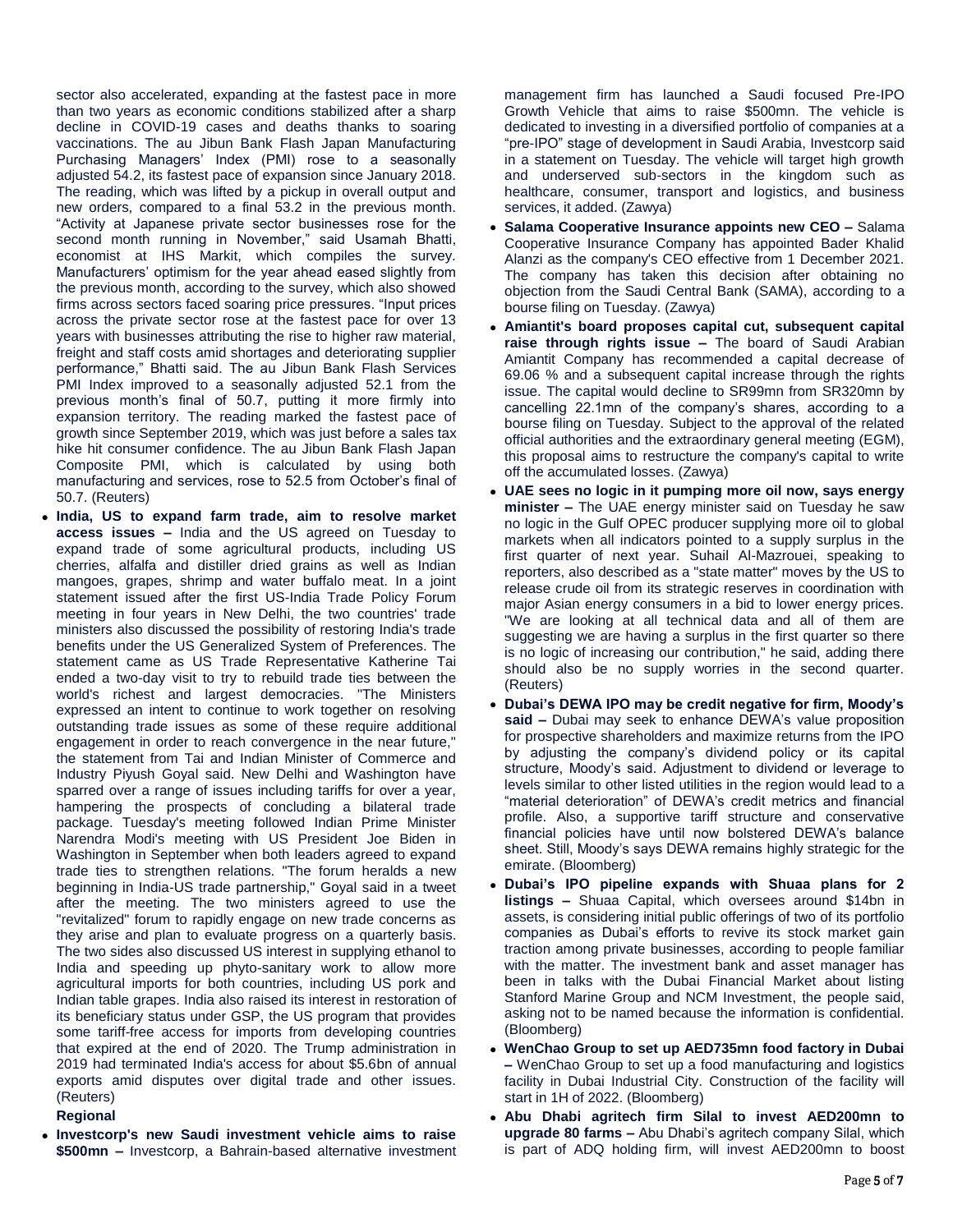sector also accelerated, expanding at the fastest pace in more than two years as economic conditions stabilized after a sharp decline in COVID-19 cases and deaths thanks to soaring vaccinations. The au Jibun Bank Flash Japan Manufacturing Purchasing Managers' Index (PMI) rose to a seasonally adjusted 54.2, its fastest pace of expansion since January 2018. The reading, which was lifted by a pickup in overall output and new orders, compared to a final 53.2 in the previous month. "Activity at Japanese private sector businesses rose for the second month running in November," said Usamah Bhatti, economist at IHS Markit, which compiles the survey. Manufacturers' optimism for the year ahead eased slightly from the previous month, according to the survey, which also showed firms across sectors faced soaring price pressures. "Input prices across the private sector rose at the fastest pace for over 13 years with businesses attributing the rise to higher raw material, freight and staff costs amid shortages and deteriorating supplier performance," Bhatti said. The au Jibun Bank Flash Services PMI Index improved to a seasonally adjusted 52.1 from the previous month's final of 50.7, putting it more firmly into expansion territory. The reading marked the fastest pace of growth since September 2019, which was just before a sales tax hike hit consumer confidence. The au Jibun Bank Flash Japan Composite PMI, which is calculated by using both manufacturing and services, rose to 52.5 from October's final of 50.7. (Reuters)

- **India, US to expand farm trade, aim to resolve market access issues –** India and the US agreed on Tuesday to expand trade of some agricultural products, including US cherries, alfalfa and distiller dried grains as well as Indian mangoes, grapes, shrimp and water buffalo meat. In a joint statement issued after the first US-India Trade Policy Forum meeting in four years in New Delhi, the two countries' trade ministers also discussed the possibility of restoring India's trade benefits under the US Generalized System of Preferences. The statement came as US Trade Representative Katherine Tai ended a two-day visit to try to rebuild trade ties between the world's richest and largest democracies. "The Ministers expressed an intent to continue to work together on resolving outstanding trade issues as some of these require additional engagement in order to reach convergence in the near future," the statement from Tai and Indian Minister of Commerce and Industry Piyush Goyal said. New Delhi and Washington have sparred over a range of issues including tariffs for over a year, hampering the prospects of concluding a bilateral trade package. Tuesday's meeting followed Indian Prime Minister Narendra Modi's meeting with US President Joe Biden in Washington in September when both leaders agreed to expand trade ties to strengthen relations. "The forum heralds a new beginning in India-US trade partnership," Goyal said in a tweet after the meeting. The two ministers agreed to use the "revitalized" forum to rapidly engage on new trade concerns as they arise and plan to evaluate progress on a quarterly basis. The two sides also discussed US interest in supplying ethanol to India and speeding up phyto-sanitary work to allow more agricultural imports for both countries, including US pork and Indian table grapes. India also raised its interest in restoration of its beneficiary status under GSP, the US program that provides some tariff-free access for imports from developing countries that expired at the end of 2020. The Trump administration in 2019 had terminated India's access for about $5.6bn of annual exports amid disputes over digital trade and other issues. (Reuters)

**Regional**

- **Investcorp's new Saudi investment vehicle aims to raise $500mn –** Investcorp, a Bahrain-based alternative investment management firm has launched a Saudi focused Pre-IPO Growth Vehicle that aims to raise $500mn. The vehicle is dedicated to investing in a diversified portfolio of companies at a "pre-IPO" stage of development in Saudi Arabia, Investcorp said in a statement on Tuesday. The vehicle will target high growth and underserved sub-sectors in the kingdom such as healthcare, consumer, transport and logistics, and business services, it added. (Zawya)
- **Salama Cooperative Insurance appoints new CEO –** Salama Cooperative Insurance Company has appointed Bader Khalid Alanzi as the company's CEO effective from 1 December 2021. The company has taken this decision after obtaining no objection from the Saudi Central Bank (SAMA), according to a bourse filing on Tuesday. (Zawya)
- **Amiantit's board proposes capital cut, subsequent capital raise through rights issue –** The board of Saudi Arabian Amiantit Company has recommended a capital decrease of 69.06 % and a subsequent capital increase through the rights issue. The capital would decline to SR99mn from SR320mn by cancelling 22.1mn of the company's shares, according to a bourse filing on Tuesday. Subject to the approval of the related official authorities and the extraordinary general meeting (EGM), this proposal aims to restructure the company's capital to write off the accumulated losses. (Zawya)
- **UAE sees no logic in it pumping more oil now, says energy minister –** The UAE energy minister said on Tuesday he saw no logic in the Gulf OPEC producer supplying more oil to global markets when all indicators pointed to a supply surplus in the first quarter of next year. Suhail Al-Mazrouei, speaking to reporters, also described as a "state matter" moves by the US to release crude oil from its strategic reserves in coordination with major Asian energy consumers in a bid to lower energy prices. "We are looking at all technical data and all of them are suggesting we are having a surplus in the first quarter so there is no logic of increasing our contribution," he said, adding there should also be no supply worries in the second quarter. (Reuters)
- **Dubai's DEWA IPO may be credit negative for firm, Moody's said –** Dubai may seek to enhance DEWA's value proposition for prospective shareholders and maximize returns from the IPO by adjusting the company's dividend policy or its capital structure, Moody's said. Adjustment to dividend or leverage to levels similar to other listed utilities in the region would lead to a "material deterioration" of DEWA's credit metrics and financial profile. Also, a supportive tariff structure and conservative financial policies have until now bolstered DEWA's balance sheet. Still, Moody's says DEWA remains highly strategic for the emirate. (Bloomberg)
- **Dubai's IPO pipeline expands with Shuaa plans for 2 listings –** Shuaa Capital, which oversees around $14bn in assets, is considering initial public offerings of two of its portfolio companies as Dubai's efforts to revive its stock market gain traction among private businesses, according to people familiar with the matter. The investment bank and asset manager has been in talks with the Dubai Financial Market about listing Stanford Marine Group and NCM Investment, the people said, asking not to be named because the information is confidential. (Bloomberg)
- **WenChao Group to set up AED735mn food factory in Dubai –** WenChao Group to set up a food manufacturing and logistics facility in Dubai Industrial City. Construction of the facility will start in 1H of 2022. (Bloomberg)
- **Abu Dhabi agritech firm Silal to invest AED200mn to upgrade 80 farms –** Abu Dhabi's agritech company Silal, which is part of ADQ holding firm, will invest AED200mn to boost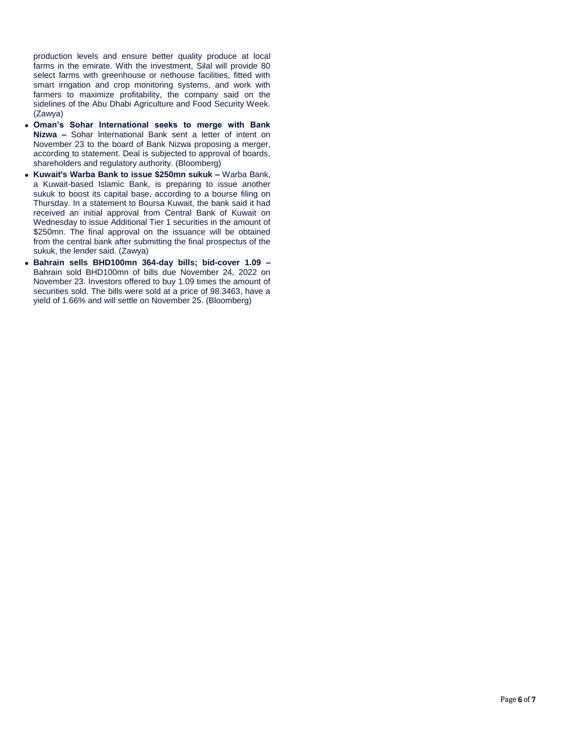production levels and ensure better quality produce at local farms in the emirate. With the investment, Silal will provide 80 select farms with greenhouse or nethouse facilities, fitted with smart irrigation and crop monitoring systems, and work with farmers to maximize profitability, the company said on the sidelines of the Abu Dhabi Agriculture and Food Security Week. (Zawya)

- **Oman's Sohar International seeks to merge with Bank Nizwa –** Sohar International Bank sent a letter of intent on November 23 to the board of Bank Nizwa proposing a merger, according to statement. Deal is subjected to approval of boards, shareholders and regulatory authority. (Bloomberg)
- **Kuwait's Warba Bank to issue $250mn sukuk –** Warba Bank, a Kuwait-based Islamic Bank, is preparing to issue another sukuk to boost its capital base, according to a bourse filing on Thursday. In a statement to Boursa Kuwait, the bank said it had received an initial approval from Central Bank of Kuwait on Wednesday to issue Additional Tier 1 securities in the amount of $250mn. The final approval on the issuance will be obtained from the central bank after submitting the final prospectus of the sukuk, the lender said. (Zawya)
- **Bahrain sells BHD100mn 364-day bills; bid-cover 1.09 –** Bahrain sold BHD100mn of bills due November 24, 2022 on November 23. Investors offered to buy 1.09 times the amount of securities sold. The bills were sold at a price of 98.3463, have a yield of 1.66% and will settle on November 25. (Bloomberg)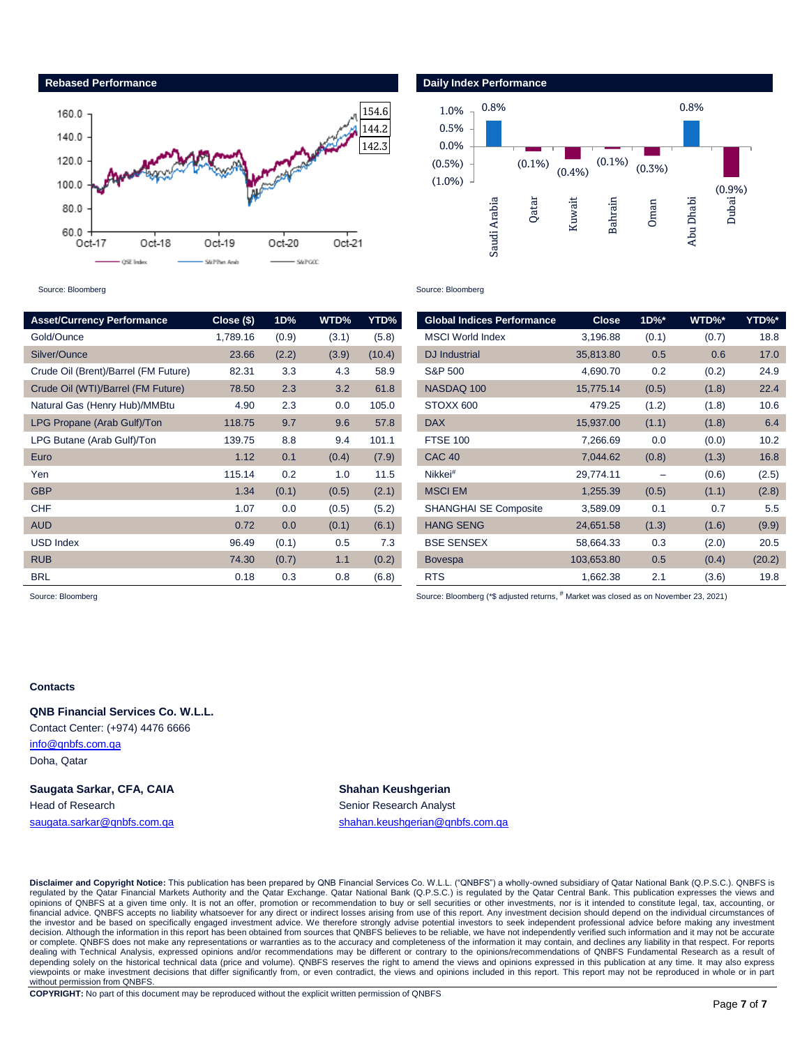## Rebased Performance

160.0
140.0
120.0
100.0
80.0
60.0
Oct-17
Oct-18
Oct-19
Oct-20
Oct-21
154.6
144.2
142.3
QSE Index
S&P Pan Arab
S&P GCC

Source: Bloomberg

## Daily Index Performance

1.0%
0.5%
0.0%
(0.5%)
(1.0%)
0.8%
(0.1%)
(0.4%)
(0.1%)
(0.3%)
0.8%
(0.9%)
Saudi Arabia
Qatar
Kuwait
Bahrain
Oman
Abu Dhabi
Dubai

Source: Bloomberg

| Asset/Currency Performance | Close ($) | 1D% | WTD% | YTD% |
|---|---|---|---|---|
| Gold/Ounce | 1,789.16 | (0.9) | (3.1) | (5.8) |
| Silver/Ounce | 23.66 | (2.2) | (3.9) | (10.4) |
| Crude Oil (Brent)/Barrel (FM Future) | 82.31 | 3.3 | 4.3 | 58.9 |
| Crude Oil (WTI)/Barrel (FM Future) | 78.50 | 2.3 | 3.2 | 61.8 |
| Natural Gas (Henry Hub)/MMBtu | 4.90 | 2.3 | 0.0 | 105.0 |
| LPG Propane (Arab Gulf)/Ton | 118.75 | 9.7 | 9.6 | 57.8 |
| LPG Butane (Arab Gulf)/Ton | 139.75 | 8.8 | 9.4 | 101.1 |
| Euro | 1.12 | 0.1 | (0.4) | (7.9) |
| Yen | 115.14 | 0.2 | 1.0 | 11.5 |
| GBP | 1.34 | (0.1) | (0.5) | (2.1) |
| CHF | 1.07 | 0.0 | (0.5) | (5.2) |
| AUD | 0.72 | 0.0 | (0.1) | (6.1) |
| USD Index | 96.49 | (0.1) | 0.5 | 7.3 |
| RUB | 74.30 | (0.7) | 1.1 | (0.2) |
| BRL | 0.18 | 0.3 | 0.8 | (6.8) |

Source: Bloomberg

| Global Indices Performance | Close | 1D%* | WTD%* | YTD%* |
|---|---|---|---|---|
| MSCI World Index | 3,196.88 | (0.1) | (0.7) | 18.8 |
| DJ Industrial | 35,813.80 | 0.5 | 0.6 | 17.0 |
| S&P 500 | 4,690.70 | 0.2 | (0.2) | 24.9 |
| NASDAQ 100 | 15,775.14 | (0.5) | (1.8) | 22.4 |
| STOXX 600 | 479.25 | (1.2) | (1.8) | 10.6 |
| DAX | 15,937.00 | (1.1) | (1.8) | 6.4 |
| FTSE 100 | 7,266.69 | 0.0 | (0.0) | 10.2 |
| CAC 40 | 7,044.62 | (0.8) | (1.3) | 16.8 |
| Nikkei# | 29,774.11 | – | (0.6) | (2.5) |
| MSCI EM | 1,255.39 | (0.5) | (1.1) | (2.8) |
| SHANGHAI SE Composite | 3,589.09 | 0.1 | 0.7 | 5.5 |
| HANG SENG | 24,651.58 | (1.3) | (1.6) | (9.9) |
| BSE SENSEX | 58,664.33 | 0.3 | (2.0) | 20.5 |
| Bovespa | 103,653.80 | 0.5 | (0.4) | (20.2) |
| RTS | 1,662.38 | 2.1 | (3.6) | 19.8 |

Source: Bloomberg (*$ adjusted returns, # Market was closed as on November 23, 2021)

**Contacts**

**QNB Financial Services Co. W.L.L.**
Contact Center: (+974) 4476 6666
info@qnbfs.com.qa
Doha, Qatar

**Saugata Sarkar, CFA, CAIA**
Head of Research
saugata.sarkar@qnbfs.com.qa

**Shahan Keushgerian**
Senior Research Analyst
shahan.keushgerian@qnbfs.com.qa

**Disclaimer and Copyright Notice:** This publication has been prepared by QNB Financial Services Co. W.L.L. ("QNBFS") a wholly-owned subsidiary of Qatar National Bank (Q.P.S.C.). QNBFS is regulated by the Qatar Financial Markets Authority and the Qatar Exchange. Qatar National Bank (Q.P.S.C.) is regulated by the Qatar Central Bank. This publication expresses the views and opinions of QNBFS at a given time only. It is not an offer, promotion or recommendation to buy or sell securities or other investments, nor is it intended to constitute legal, tax, accounting, or financial advice. QNBFS accepts no liability whatsoever for any direct or indirect losses arising from use of this report. Any investment decision should depend on the individual circumstances of the investor and be based on specifically engaged investment advice. We therefore strongly advise potential investors to seek independent professional advice before making any investment decision. Although the information in this report has been obtained from sources that QNBFS believes to be reliable, we have not independently verified such information and it may not be accurate or complete. QNBFS does not make any representations or warranties as to the accuracy and completeness of the information it may contain, and declines any liability in that respect. For reports dealing with Technical Analysis, expressed opinions and/or recommendations may be different or contrary to the opinions/recommendations of QNBFS Fundamental Research as a result of depending solely on the historical technical data (price and volume). QNBFS reserves the right to amend the views and opinions expressed in this publication at any time. It may also express viewpoints or make investment decisions that differ significantly from, or even contradict, the views and opinions included in this report. This report may not be reproduced in whole or in part without permission from QNBFS.

**COPYRIGHT:** No part of this document may be reproduced without the explicit written permission of QNBFS